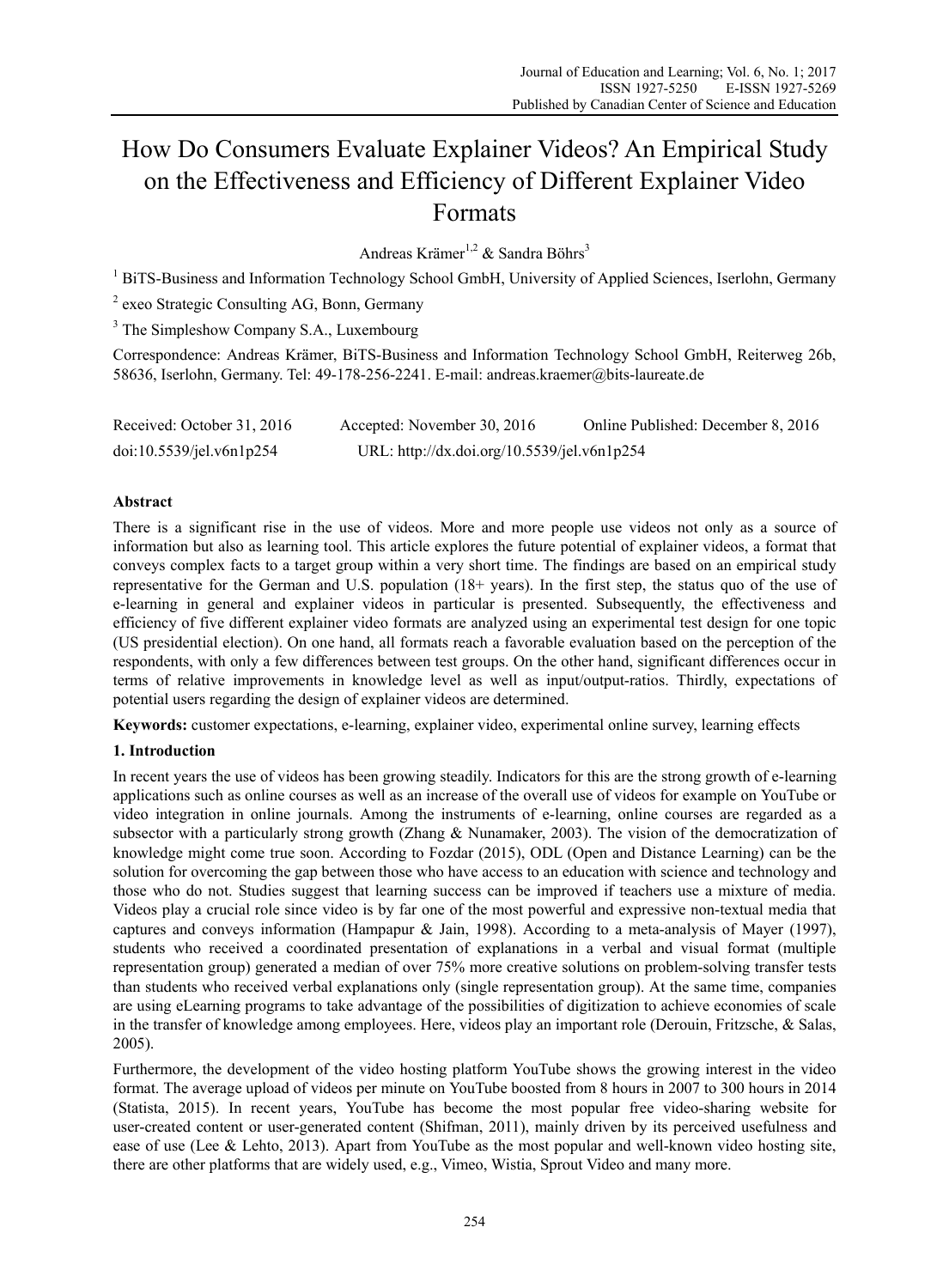# How Do Consumers Evaluate Explainer Videos? An Empirical Study on the Effectiveness and Efficiency of Different Explainer Video Formats

Andreas Krämer[1,2] & Sandra Böhrs[3]

[1] BiTS-Business and Information Technology School GmbH, University of Applied Sciences, Iserlohn, Germany

[2] exeo Strategic Consulting AG, Bonn, Germany

[3] The Simpleshow Company S.A., Luxembourg

Correspondence: Andreas Krämer, BiTS-Business and Information Technology School GmbH, Reiterweg 26b, 58636, Iserlohn, Germany. Tel: 49-178-256-2241. E-mail: andreas.kraemer@bits-laureate.de

Received: October 31, 2016 Accepted: November 30, 2016 Online Published: December 8, 2016

doi:10.5539/jel.v6n1p254 URL: http://dx.doi.org/10.5539/jel.v6n1p254

## Abstract

There is a significant rise in the use of videos. More and more people use videos not only as a source of information but also as learning tool. This article explores the future potential of explainer videos, a format that conveys complex facts to a target group within a very short time. The findings are based on an empirical study representative for the German and U.S. population (18+ years). In the first step, the status quo of the use of e-learning in general and explainer videos in particular is presented. Subsequently, the effectiveness and efficiency of five different explainer video formats are analyzed using an experimental test design for one topic (US presidential election). On one hand, all formats reach a favorable evaluation based on the perception of the respondents, with only a few differences between test groups. On the other hand, significant differences occur in terms of relative improvements in knowledge level as well as input/output-ratios. Thirdly, expectations of potential users regarding the design of explainer videos are determined.

**Keywords:** customer expectations, e-learning, explainer video, experimental online survey, learning effects

## 1. Introduction

In recent years the use of videos has been growing steadily. Indicators for this are the strong growth of e-learning applications such as online courses as well as an increase of the overall use of videos for example on YouTube or video integration in online journals. Among the instruments of e-learning, online courses are regarded as a subsector with a particularly strong growth (Zhang & Nunamaker, 2003). The vision of the democratization of knowledge might come true soon. According to Fozdar (2015), ODL (Open and Distance Learning) can be the solution for overcoming the gap between those who have access to an education with science and technology and those who do not. Studies suggest that learning success can be improved if teachers use a mixture of media. Videos play a crucial role since video is by far one of the most powerful and expressive non-textual media that captures and conveys information (Hampapur & Jain, 1998). According to a meta-analysis of Mayer (1997), students who received a coordinated presentation of explanations in a verbal and visual format (multiple representation group) generated a median of over 75% more creative solutions on problem-solving transfer tests than students who received verbal explanations only (single representation group). At the same time, companies are using eLearning programs to take advantage of the possibilities of digitization to achieve economies of scale in the transfer of knowledge among employees. Here, videos play an important role (Derouin, Fritzsche, & Salas, 2005).

Furthermore, the development of the video hosting platform YouTube shows the growing interest in the video format. The average upload of videos per minute on YouTube boosted from 8 hours in 2007 to 300 hours in 2014 (Statista, 2015). In recent years, YouTube has become the most popular free video-sharing website for user-created content or user-generated content (Shifman, 2011), mainly driven by its perceived usefulness and ease of use (Lee & Lehto, 2013). Apart from YouTube as the most popular and well-known video hosting site, there are other platforms that are widely used, e.g., Vimeo, Wistia, Sprout Video and many more.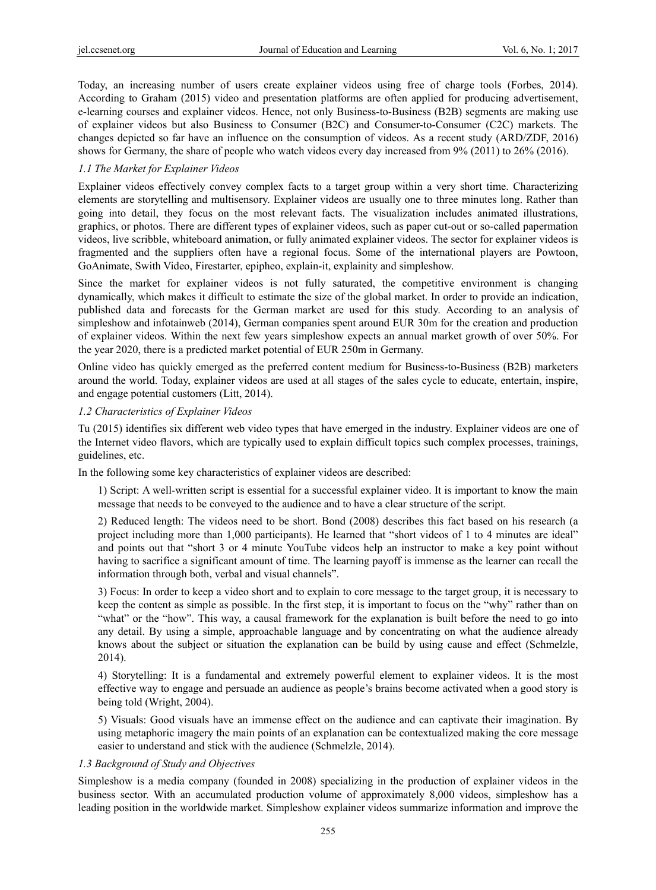Today, an increasing number of users create explainer videos using free of charge tools (Forbes, 2014). According to Graham (2015) video and presentation platforms are often applied for producing advertisement, e-learning courses and explainer videos. Hence, not only Business-to-Business (B2B) segments are making use of explainer videos but also Business to Consumer (B2C) and Consumer-to-Consumer (C2C) markets. The changes depicted so far have an influence on the consumption of videos. As a recent study (ARD/ZDF, 2016) shows for Germany, the share of people who watch videos every day increased from 9% (2011) to 26% (2016).

### *1.1 The Market for Explainer Videos*

Explainer videos effectively convey complex facts to a target group within a very short time. Characterizing elements are storytelling and multisensory. Explainer videos are usually one to three minutes long. Rather than going into detail, they focus on the most relevant facts. The visualization includes animated illustrations, graphics, or photos. There are different types of explainer videos, such as paper cut-out or so-called papermation videos, live scribble, whiteboard animation, or fully animated explainer videos. The sector for explainer videos is fragmented and the suppliers often have a regional focus. Some of the international players are Powtoon, GoAnimate, Swith Video, Firestarter, epipheo, explain-it, explainity and simpleshow.

Since the market for explainer videos is not fully saturated, the competitive environment is changing dynamically, which makes it difficult to estimate the size of the global market. In order to provide an indication, published data and forecasts for the German market are used for this study. According to an analysis of simpleshow and infotainweb (2014), German companies spent around EUR 30m for the creation and production of explainer videos. Within the next few years simpleshow expects an annual market growth of over 50%. For the year 2020, there is a predicted market potential of EUR 250m in Germany.

Online video has quickly emerged as the preferred content medium for Business-to-Business (B2B) marketers around the world. Today, explainer videos are used at all stages of the sales cycle to educate, entertain, inspire, and engage potential customers (Litt, 2014).

### *1.2 Characteristics of Explainer Videos*

Tu (2015) identifies six different web video types that have emerged in the industry. Explainer videos are one of the Internet video flavors, which are typically used to explain difficult topics such complex processes, trainings, guidelines, etc.

In the following some key characteristics of explainer videos are described:

1) Script: A well-written script is essential for a successful explainer video. It is important to know the main message that needs to be conveyed to the audience and to have a clear structure of the script.

2) Reduced length: The videos need to be short. Bond (2008) describes this fact based on his research (a project including more than 1,000 participants). He learned that "short videos of 1 to 4 minutes are ideal" and points out that "short 3 or 4 minute YouTube videos help an instructor to make a key point without having to sacrifice a significant amount of time. The learning payoff is immense as the learner can recall the information through both, verbal and visual channels".

3) Focus: In order to keep a video short and to explain to core message to the target group, it is necessary to keep the content as simple as possible. In the first step, it is important to focus on the "why" rather than on "what" or the "how". This way, a causal framework for the explanation is built before the need to go into any detail. By using a simple, approachable language and by concentrating on what the audience already knows about the subject or situation the explanation can be build by using cause and effect (Schmelzle, 2014).

4) Storytelling: It is a fundamental and extremely powerful element to explainer videos. It is the most effective way to engage and persuade an audience as people's brains become activated when a good story is being told (Wright, 2004).

5) Visuals: Good visuals have an immense effect on the audience and can captivate their imagination. By using metaphoric imagery the main points of an explanation can be contextualized making the core message easier to understand and stick with the audience (Schmelzle, 2014).

### *1.3 Background of Study and Objectives*

Simpleshow is a media company (founded in 2008) specializing in the production of explainer videos in the business sector. With an accumulated production volume of approximately 8,000 videos, simpleshow has a leading position in the worldwide market. Simpleshow explainer videos summarize information and improve the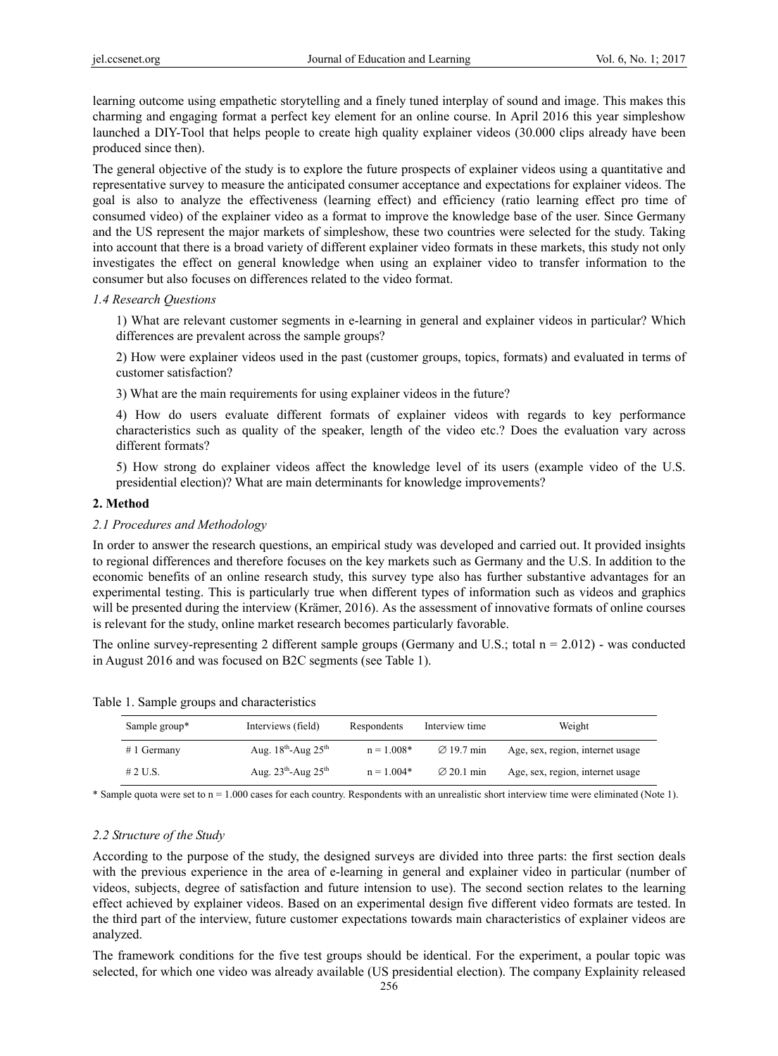learning outcome using empathetic storytelling and a finely tuned interplay of sound and image. This makes this charming and engaging format a perfect key element for an online course. In April 2016 this year simpleshow launched a DIY-Tool that helps people to create high quality explainer videos (30.000 clips already have been produced since then).

The general objective of the study is to explore the future prospects of explainer videos using a quantitative and representative survey to measure the anticipated consumer acceptance and expectations for explainer videos. The goal is also to analyze the effectiveness (learning effect) and efficiency (ratio learning effect pro time of consumed video) of the explainer video as a format to improve the knowledge base of the user. Since Germany and the US represent the major markets of simpleshow, these two countries were selected for the study. Taking into account that there is a broad variety of different explainer video formats in these markets, this study not only investigates the effect on general knowledge when using an explainer video to transfer information to the consumer but also focuses on differences related to the video format.

*1.4 Research Questions*

1) What are relevant customer segments in e-learning in general and explainer videos in particular? Which differences are prevalent across the sample groups?

2) How were explainer videos used in the past (customer groups, topics, formats) and evaluated in terms of customer satisfaction?

3) What are the main requirements for using explainer videos in the future?

4) How do users evaluate different formats of explainer videos with regards to key performance characteristics such as quality of the speaker, length of the video etc.? Does the evaluation vary across different formats?

5) How strong do explainer videos affect the knowledge level of its users (example video of the U.S. presidential election)? What are main determinants for knowledge improvements?

## 2. Method

*2.1 Procedures and Methodology*

In order to answer the research questions, an empirical study was developed and carried out. It provided insights to regional differences and therefore focuses on the key markets such as Germany and the U.S. In addition to the economic benefits of an online research study, this survey type also has further substantive advantages for an experimental testing. This is particularly true when different types of information such as videos and graphics will be presented during the interview (Krämer, 2016). As the assessment of innovative formats of online courses is relevant for the study, online market research becomes particularly favorable.

The online survey-representing 2 different sample groups (Germany and U.S.; total n = 2.012) - was conducted in August 2016 and was focused on B2C segments (see Table 1).

Table 1. Sample groups and characteristics

| Sample group* | Interviews (field) | Respondents | Interview time | Weight |
|---|---|---|---|---|
| # 1 Germany | Aug. 18th-Aug 25th | n = 1.008* | ∅ 19.7 min | Age, sex, region, internet usage |
| # 2 U.S. | Aug. 23th-Aug 25th | n = 1.004* | ∅ 20.1 min | Age, sex, region, internet usage |

\* Sample quota were set to n = 1.000 cases for each country. Respondents with an unrealistic short interview time were eliminated (Note 1).

*2.2 Structure of the Study*

According to the purpose of the study, the designed surveys are divided into three parts: the first section deals with the previous experience in the area of e-learning in general and explainer video in particular (number of videos, subjects, degree of satisfaction and future intension to use). The second section relates to the learning effect achieved by explainer videos. Based on an experimental design five different video formats are tested. In the third part of the interview, future customer expectations towards main characteristics of explainer videos are analyzed.

The framework conditions for the five test groups should be identical. For the experiment, a poular topic was selected, for which one video was already available (US presidential election). The company Explainity released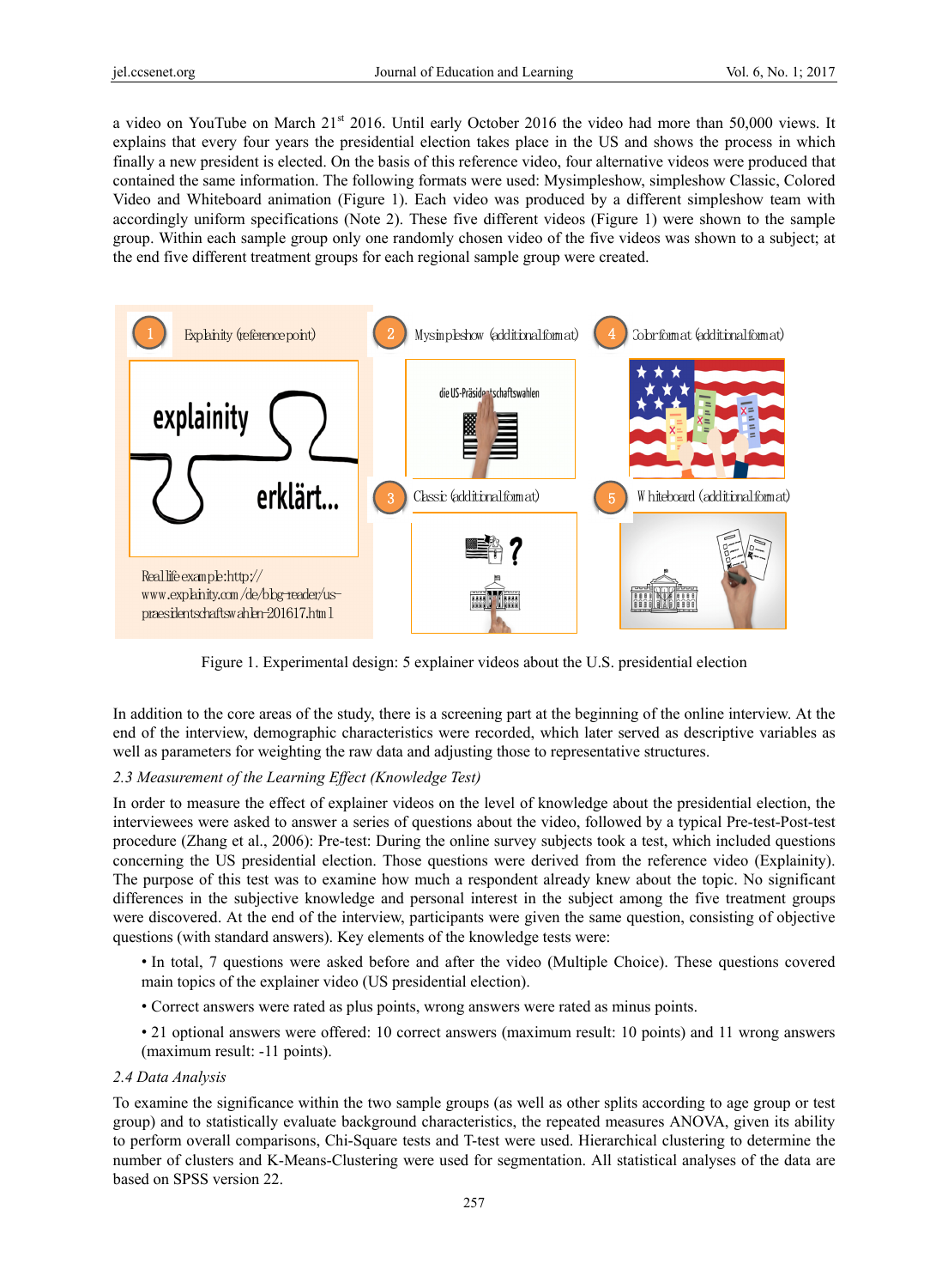a video on YouTube on March 21st 2016. Until early October 2016 the video had more than 50,000 views. It explains that every four years the presidential election takes place in the US and shows the process in which finally a new president is elected. On the basis of this reference video, four alternative videos were produced that contained the same information. The following formats were used: Mysimpleshow, simpleshow Classic, Colored Video and Whiteboard animation (Figure 1). Each video was produced by a different simpleshow team with accordingly uniform specifications (Note 2). These five different videos (Figure 1) were shown to the sample group. Within each sample group only one randomly chosen video of the five videos was shown to a subject; at the end five different treatment groups for each regional sample group were created.

Figure 1. Experimental design: 5 explainer videos about the U.S. presidential election

In addition to the core areas of the study, there is a screening part at the beginning of the online interview. At the end of the interview, demographic characteristics were recorded, which later served as descriptive variables as well as parameters for weighting the raw data and adjusting those to representative structures.

### 2.3 Measurement of the Learning Effect (Knowledge Test)

In order to measure the effect of explainer videos on the level of knowledge about the presidential election, the interviewees were asked to answer a series of questions about the video, followed by a typical Pre-test-Post-test procedure (Zhang et al., 2006): Pre-test: During the online survey subjects took a test, which included questions concerning the US presidential election. Those questions were derived from the reference video (Explainity). The purpose of this test was to examine how much a respondent already knew about the topic. No significant differences in the subjective knowledge and personal interest in the subject among the five treatment groups were discovered. At the end of the interview, participants were given the same question, consisting of objective questions (with standard answers). Key elements of the knowledge tests were:

- In total, 7 questions were asked before and after the video (Multiple Choice). These questions covered main topics of the explainer video (US presidential election).
- Correct answers were rated as plus points, wrong answers were rated as minus points.
- 21 optional answers were offered: 10 correct answers (maximum result: 10 points) and 11 wrong answers (maximum result: -11 points).

### 2.4 Data Analysis

To examine the significance within the two sample groups (as well as other splits according to age group or test group) and to statistically evaluate background characteristics, the repeated measures ANOVA, given its ability to perform overall comparisons, Chi-Square tests and T-test were used. Hierarchical clustering to determine the number of clusters and K-Means-Clustering were used for segmentation. All statistical analyses of the data are based on SPSS version 22.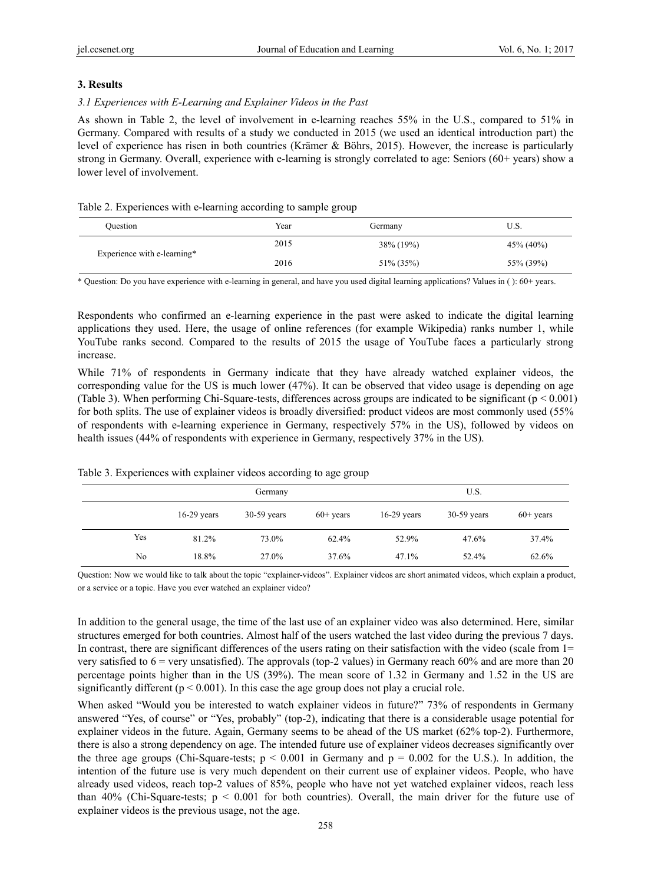## 3. Results

### *3.1 Experiences with E-Learning and Explainer Videos in the Past*

As shown in Table 2, the level of involvement in e-learning reaches 55% in the U.S., compared to 51% in Germany. Compared with results of a study we conducted in 2015 (we used an identical introduction part) the level of experience has risen in both countries (Krämer & Böhrs, 2015). However, the increase is particularly strong in Germany. Overall, experience with e-learning is strongly correlated to age: Seniors (60+ years) show a lower level of involvement.

Table 2. Experiences with e-learning according to sample group

| Question | Year | Germany | U.S. |
|---|---|---|---|
| Experience with e-learning* | 2015 | 38% (19%) | 45% (40%) |
| | 2016 | 51% (35%) | 55% (39%) |

\* Question: Do you have experience with e-learning in general, and have you used digital learning applications? Values in ( ): 60+ years.

Respondents who confirmed an e-learning experience in the past were asked to indicate the digital learning applications they used. Here, the usage of online references (for example Wikipedia) ranks number 1, while YouTube ranks second. Compared to the results of 2015 the usage of YouTube faces a particularly strong increase.

While 71% of respondents in Germany indicate that they have already watched explainer videos, the corresponding value for the US is much lower (47%). It can be observed that video usage is depending on age (Table 3). When performing Chi-Square-tests, differences across groups are indicated to be significant ($p < 0.001$) for both splits. The use of explainer videos is broadly diversified: product videos are most commonly used (55% of respondents with e-learning experience in Germany, respectively 57% in the US), followed by videos on health issues (44% of respondents with experience in Germany, respectively 37% in the US).

Table 3. Experiences with explainer videos according to age group

| | Germany | | | U.S. | | |
|---|---|---|---|---|---|---|
| | 16-29 years | 30-59 years | 60+ years | 16-29 years | 30-59 years | 60+ years |
| Yes | 81.2% | 73.0% | 62.4% | 52.9% | 47.6% | 37.4% |
| No | 18.8% | 27.0% | 37.6% | 47.1% | 52.4% | 62.6% |

Question: Now we would like to talk about the topic "explainer-videos". Explainer videos are short animated videos, which explain a product, or a service or a topic. Have you ever watched an explainer video?

In addition to the general usage, the time of the last use of an explainer video was also determined. Here, similar structures emerged for both countries. Almost half of the users watched the last video during the previous 7 days. In contrast, there are significant differences of the users rating on their satisfaction with the video (scale from 1= very satisfied to 6 = very unsatisfied). The approvals (top-2 values) in Germany reach 60% and are more than 20 percentage points higher than in the US (39%). The mean score of 1.32 in Germany and 1.52 in the US are significantly different ($p < 0.001$). In this case the age group does not play a crucial role.

When asked "Would you be interested to watch explainer videos in future?" 73% of respondents in Germany answered "Yes, of course" or "Yes, probably" (top-2), indicating that there is a considerable usage potential for explainer videos in the future. Again, Germany seems to be ahead of the US market (62% top-2). Furthermore, there is also a strong dependency on age. The intended future use of explainer videos decreases significantly over the three age groups (Chi-Square-tests; $p < 0.001$ in Germany and $p = 0.002$ for the U.S.). In addition, the intention of the future use is very much dependent on their current use of explainer videos. People, who have already used videos, reach top-2 values of 85%, people who have not yet watched explainer videos, reach less than 40% (Chi-Square-tests; $p < 0.001$ for both countries). Overall, the main driver for the future use of explainer videos is the previous usage, not the age.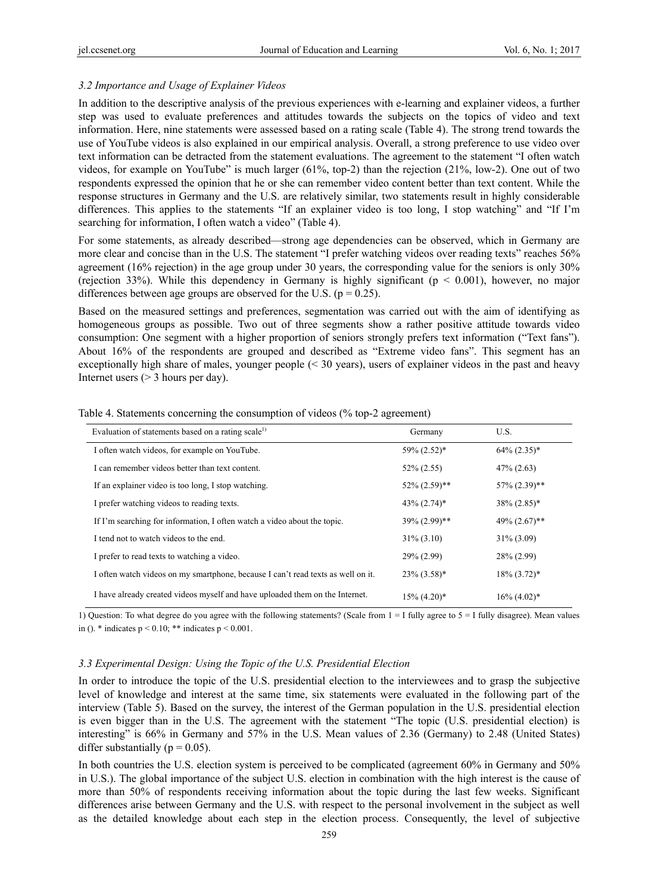### 3.2 Importance and Usage of Explainer Videos

In addition to the descriptive analysis of the previous experiences with e-learning and explainer videos, a further step was used to evaluate preferences and attitudes towards the subjects on the topics of video and text information. Here, nine statements were assessed based on a rating scale (Table 4). The strong trend towards the use of YouTube videos is also explained in our empirical analysis. Overall, a strong preference to use video over text information can be detracted from the statement evaluations. The agreement to the statement "I often watch videos, for example on YouTube" is much larger (61%, top-2) than the rejection (21%, low-2). One out of two respondents expressed the opinion that he or she can remember video content better than text content. While the response structures in Germany and the U.S. are relatively similar, two statements result in highly considerable differences. This applies to the statements "If an explainer video is too long, I stop watching" and "If I'm searching for information, I often watch a video" (Table 4).

For some statements, as already described—strong age dependencies can be observed, which in Germany are more clear and concise than in the U.S. The statement "I prefer watching videos over reading texts" reaches 56% agreement (16% rejection) in the age group under 30 years, the corresponding value for the seniors is only 30% (rejection 33%). While this dependency in Germany is highly significant ($p < 0.001$), however, no major differences between age groups are observed for the U.S. ($p = 0.25$).

Based on the measured settings and preferences, segmentation was carried out with the aim of identifying as homogeneous groups as possible. Two out of three segments show a rather positive attitude towards video consumption: One segment with a higher proportion of seniors strongly prefers text information ("Text fans"). About 16% of the respondents are grouped and described as "Extreme video fans". This segment has an exceptionally high share of males, younger people (< 30 years), users of explainer videos in the past and heavy Internet users (> 3 hours per day).

Table 4. Statements concerning the consumption of videos (% top-2 agreement)

| Evaluation of statements based on a rating scale[1] | Germany | U.S. |
|---|---|---|
| I often watch videos, for example on YouTube. | 59% (2.52)* | 64% (2.35)* |
| I can remember videos better than text content. | 52% (2.55) | 47% (2.63) |
| If an explainer video is too long, I stop watching. | 52% (2.59)** | 57% (2.39)** |
| I prefer watching videos to reading texts. | 43% (2.74)* | 38% (2.85)* |
| If I'm searching for information, I often watch a video about the topic. | 39% (2.99)** | 49% (2.67)** |
| I tend not to watch videos to the end. | 31% (3.10) | 31% (3.09) |
| I prefer to read texts to watching a video. | 29% (2.99) | 28% (2.99) |
| I often watch videos on my smartphone, because I can't read texts as well on it. | 23% (3.58)* | 18% (3.72)* |
| I have already created videos myself and have uploaded them on the Internet. | 15% (4.20)* | 16% (4.02)* |

1) Question: To what degree do you agree with the following statements? (Scale from 1 = I fully agree to 5 = I fully disagree). Mean values in (). * indicates $p < 0.10$; ** indicates $p < 0.001$.

### 3.3 Experimental Design: Using the Topic of the U.S. Presidential Election

In order to introduce the topic of the U.S. presidential election to the interviewees and to grasp the subjective level of knowledge and interest at the same time, six statements were evaluated in the following part of the interview (Table 5). Based on the survey, the interest of the German population in the U.S. presidential election is even bigger than in the U.S. The agreement with the statement "The topic (U.S. presidential election) is interesting" is 66% in Germany and 57% in the U.S. Mean values of 2.36 (Germany) to 2.48 (United States) differ substantially ($p = 0.05$).

In both countries the U.S. election system is perceived to be complicated (agreement 60% in Germany and 50% in U.S.). The global importance of the subject U.S. election in combination with the high interest is the cause of more than 50% of respondents receiving information about the topic during the last few weeks. Significant differences arise between Germany and the U.S. with respect to the personal involvement in the subject as well as the detailed knowledge about each step in the election process. Consequently, the level of subjective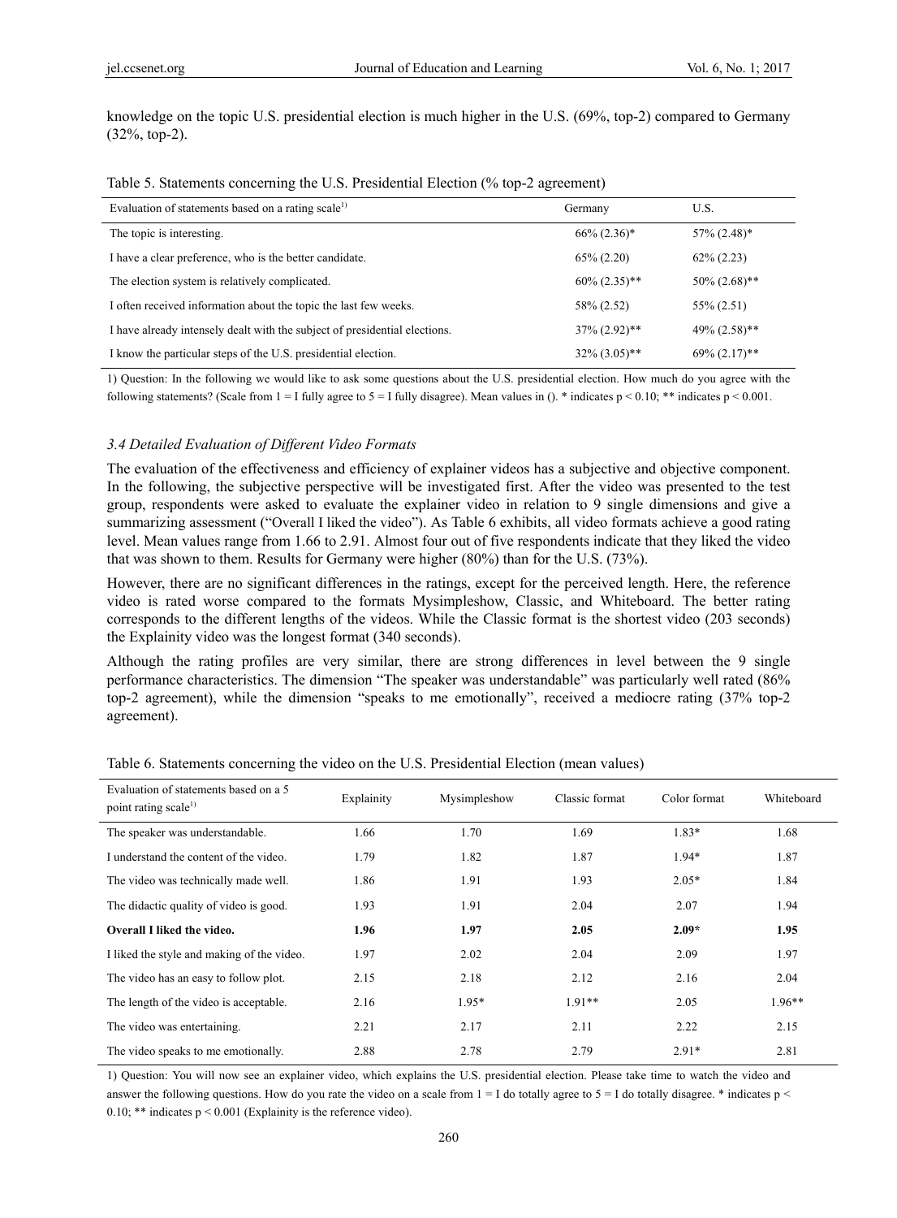knowledge on the topic U.S. presidential election is much higher in the U.S. (69%, top-2) compared to Germany (32%, top-2).

Table 5. Statements concerning the U.S. Presidential Election (% top-2 agreement)

| Evaluation of statements based on a rating scale[1)] | Germany | U.S. |
|---|---|---|
| The topic is interesting. | 66% (2.36)* | 57% (2.48)* |
| I have a clear preference, who is the better candidate. | 65% (2.20) | 62% (2.23) |
| The election system is relatively complicated. | 60% (2.35)** | 50% (2.68)** |
| I often received information about the topic the last few weeks. | 58% (2.52) | 55% (2.51) |
| I have already intensely dealt with the subject of presidential elections. | 37% (2.92)** | 49% (2.58)** |
| I know the particular steps of the U.S. presidential election. | 32% (3.05)** | 69% (2.17)** |

1) Question: In the following we would like to ask some questions about the U.S. presidential election. How much do you agree with the following statements? (Scale from 1 = I fully agree to 5 = I fully disagree). Mean values in (). * indicates $p < 0.10$; ** indicates $p < 0.001$.

### *3.4 Detailed Evaluation of Different Video Formats*

The evaluation of the effectiveness and efficiency of explainer videos has a subjective and objective component. In the following, the subjective perspective will be investigated first. After the video was presented to the test group, respondents were asked to evaluate the explainer video in relation to 9 single dimensions and give a summarizing assessment ("Overall I liked the video"). As Table 6 exhibits, all video formats achieve a good rating level. Mean values range from 1.66 to 2.91. Almost four out of five respondents indicate that they liked the video that was shown to them. Results for Germany were higher (80%) than for the U.S. (73%).

However, there are no significant differences in the ratings, except for the perceived length. Here, the reference video is rated worse compared to the formats Mysimpleshow, Classic, and Whiteboard. The better rating corresponds to the different lengths of the videos. While the Classic format is the shortest video (203 seconds) the Explainity video was the longest format (340 seconds).

Although the rating profiles are very similar, there are strong differences in level between the 9 single performance characteristics. The dimension "The speaker was understandable" was particularly well rated (86% top-2 agreement), while the dimension "speaks to me emotionally", received a mediocre rating (37% top-2 agreement).

Table 6. Statements concerning the video on the U.S. Presidential Election (mean values)

| Evaluation of statements based on a 5 point rating scale[1)] | Explainity | Mysimpleshow | Classic format | Color format | Whiteboard |
|---|---|---|---|---|---|
| The speaker was understandable. | 1.66 | 1.70 | 1.69 | 1.83* | 1.68 |
| I understand the content of the video. | 1.79 | 1.82 | 1.87 | 1.94* | 1.87 |
| The video was technically made well. | 1.86 | 1.91 | 1.93 | 2.05* | 1.84 |
| The didactic quality of video is good. | 1.93 | 1.91 | 2.04 | 2.07 | 1.94 |
| **Overall I liked the video.** | **1.96** | **1.97** | **2.05** | **2.09*** | **1.95** |
| I liked the style and making of the video. | 1.97 | 2.02 | 2.04 | 2.09 | 1.97 |
| The video has an easy to follow plot. | 2.15 | 2.18 | 2.12 | 2.16 | 2.04 |
| The length of the video is acceptable. | 2.16 | 1.95* | 1.91** | 2.05 | 1.96** |
| The video was entertaining. | 2.21 | 2.17 | 2.11 | 2.22 | 2.15 |
| The video speaks to me emotionally. | 2.88 | 2.78 | 2.79 | 2.91* | 2.81 |

1) Question: You will now see an explainer video, which explains the U.S. presidential election. Please take time to watch the video and answer the following questions. How do you rate the video on a scale from 1 = I do totally agree to 5 = I do totally disagree. * indicates $p < 0.10$; ** indicates $p < 0.001$ (Explainity is the reference video).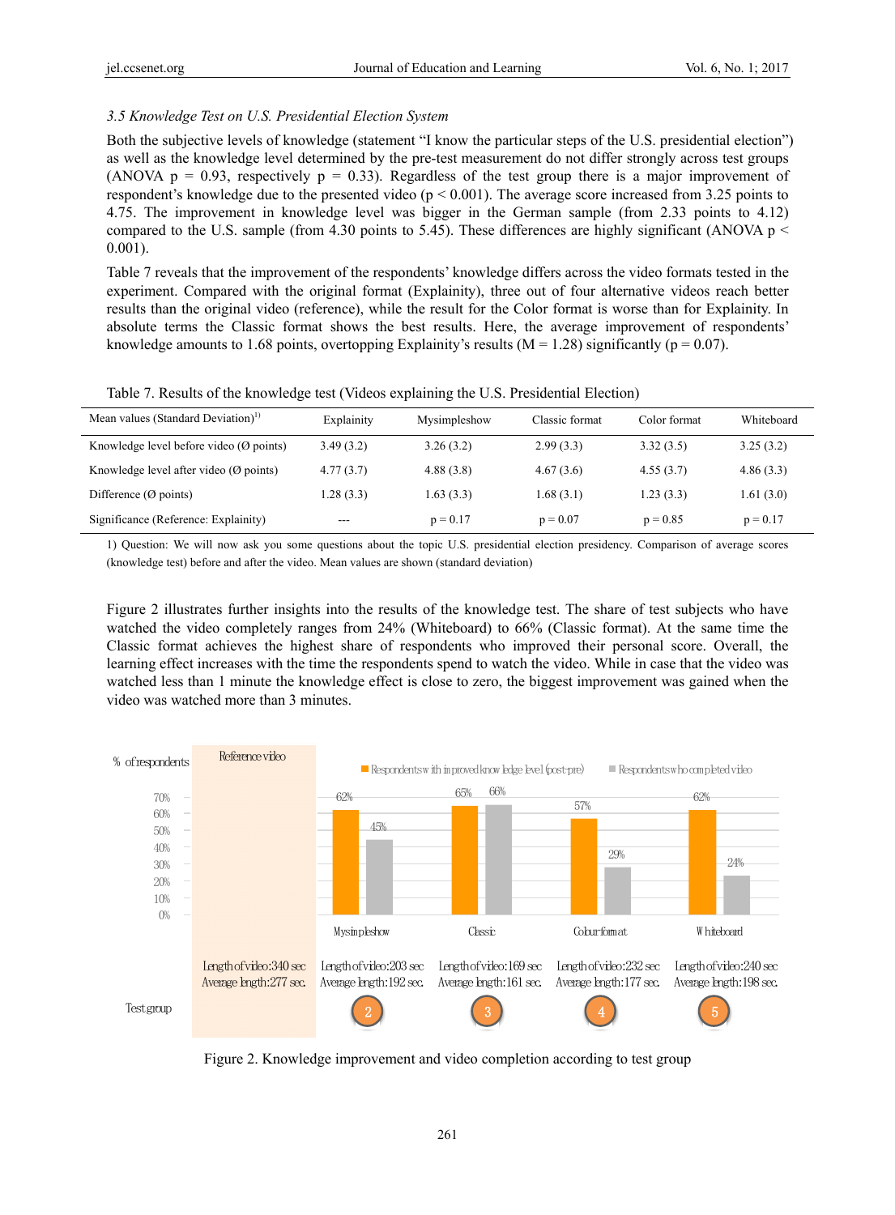*3.5 Knowledge Test on U.S. Presidential Election System*

Both the subjective levels of knowledge (statement "I know the particular steps of the U.S. presidential election") as well as the knowledge level determined by the pre-test measurement do not differ strongly across test groups (ANOVA $p = 0.93$, respectively $p = 0.33$). Regardless of the test group there is a major improvement of respondent's knowledge due to the presented video ($p < 0.001$). The average score increased from 3.25 points to 4.75. The improvement in knowledge level was bigger in the German sample (from 2.33 points to 4.12) compared to the U.S. sample (from 4.30 points to 5.45). These differences are highly significant (ANOVA $p < 0.001$).

Table 7 reveals that the improvement of the respondents' knowledge differs across the video formats tested in the experiment. Compared with the original format (Explainity), three out of four alternative videos reach better results than the original video (reference), while the result for the Color format is worse than for Explainity. In absolute terms the Classic format shows the best results. Here, the average improvement of respondents' knowledge amounts to 1.68 points, overtopping Explainity's results ($M = 1.28$) significantly ($p = 0.07$).

Table 7. Results of the knowledge test (Videos explaining the U.S. Presidential Election)

| Mean values (Standard Deviation)[1] | Explainity | Mysimpleshow | Classic format | Color format | Whiteboard |
|---|---|---|---|---|---|
| Knowledge level before video (Ø points) | 3.49 (3.2) | 3.26 (3.2) | 2.99 (3.3) | 3.32 (3.5) | 3.25 (3.2) |
| Knowledge level after video (Ø points) | 4.77 (3.7) | 4.88 (3.8) | 4.67 (3.6) | 4.55 (3.7) | 4.86 (3.3) |
| Difference (Ø points) | 1.28 (3.3) | 1.63 (3.3) | 1.68 (3.1) | 1.23 (3.3) | 1.61 (3.0) |
| Significance (Reference: Explainity) | --- | p = 0.17 | p = 0.07 | p = 0.85 | p = 0.17 |

1) Question: We will now ask you some questions about the topic U.S. presidential election presidency. Comparison of average scores (knowledge test) before and after the video. Mean values are shown (standard deviation)

Figure 2 illustrates further insights into the results of the knowledge test. The share of test subjects who have watched the video completely ranges from 24% (Whiteboard) to 66% (Classic format). At the same time the Classic format achieves the highest share of respondents who improved their personal score. Overall, the learning effect increases with the time the respondents spend to watch the video. While in case that the video was watched less than 1 minute the knowledge effect is close to zero, the biggest improvement was gained when the video was watched more than 3 minutes.

| Test group | Reference video | 2 Mysimpleshow | 3 Classic | 4 Colour format | 5 Whiteboard |
|---|---|---|---|---|---|
| Respondents with improved knowledge level (post-pre) | | 62% | 65% | 57% | 62% |
| Respondents who completed video | | 45% | 66% | 29% | 24% |
| Length of video | 340 sec | 203 sec | 169 sec | 232 sec | 240 sec |
| Average length | 277 sec. | 192 sec. | 161 sec. | 177 sec. | 198 sec. |

Figure 2. Knowledge improvement and video completion according to test group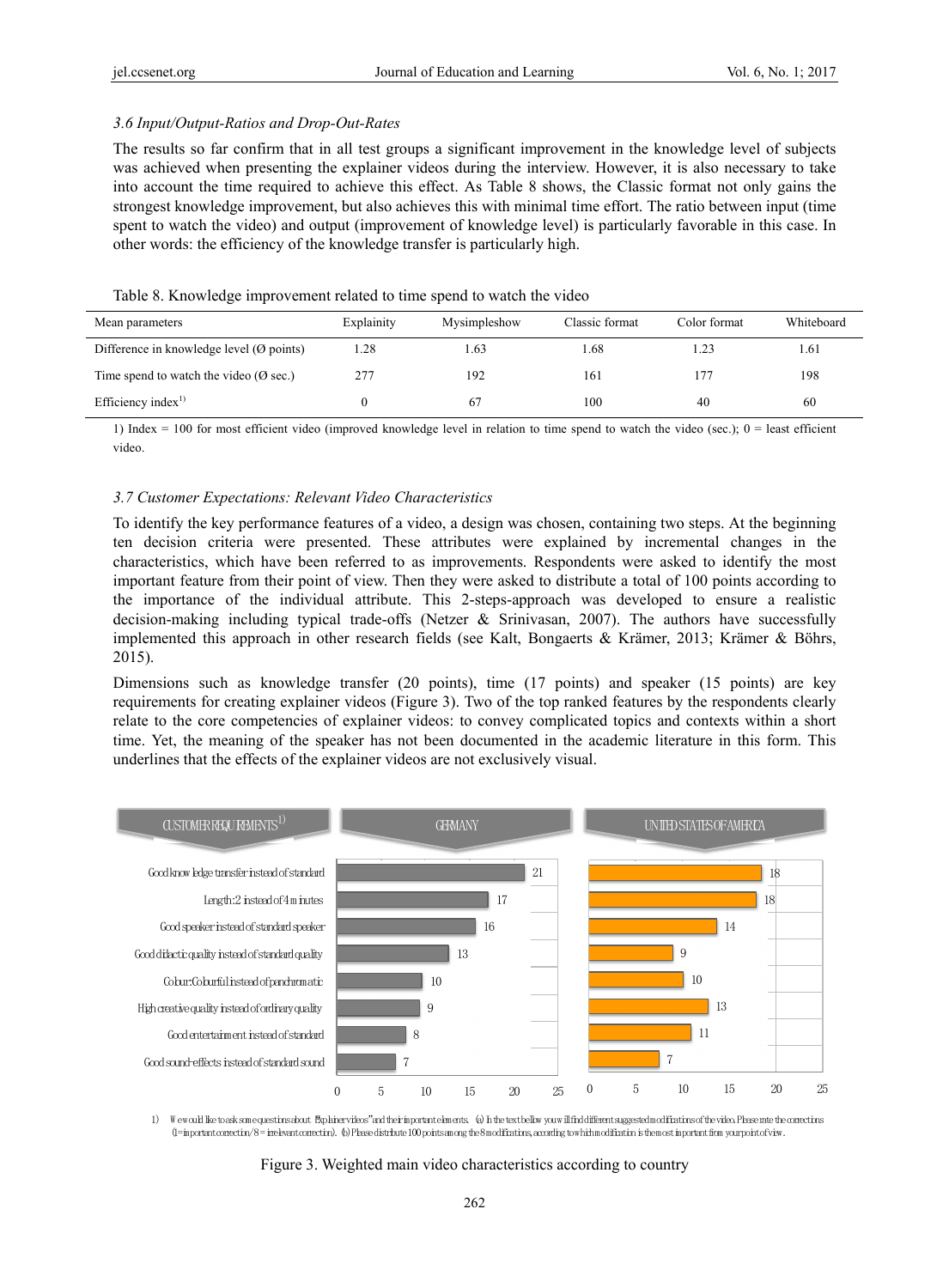### 3.6 Input/Output-Ratios and Drop-Out-Rates

The results so far confirm that in all test groups a significant improvement in the knowledge level of subjects was achieved when presenting the explainer videos during the interview. However, it is also necessary to take into account the time required to achieve this effect. As Table 8 shows, the Classic format not only gains the strongest knowledge improvement, but also achieves this with minimal time effort. The ratio between input (time spent to watch the video) and output (improvement of knowledge level) is particularly favorable in this case. In other words: the efficiency of the knowledge transfer is particularly high.

Table 8. Knowledge improvement related to time spend to watch the video

| Mean parameters | Explainity | Mysimpleshow | Classic format | Color format | Whiteboard |
|---|---|---|---|---|---|
| Difference in knowledge level (Ø points) | 1.28 | 1.63 | 1.68 | 1.23 | 1.61 |
| Time spend to watch the video (Ø sec.) | 277 | 192 | 161 | 177 | 198 |
| Efficiency index[1)] | 0 | 67 | 100 | 40 | 60 |

1) Index = 100 for most efficient video (improved knowledge level in relation to time spend to watch the video (sec.); 0 = least efficient video.

### 3.7 Customer Expectations: Relevant Video Characteristics

To identify the key performance features of a video, a design was chosen, containing two steps. At the beginning ten decision criteria were presented. These attributes were explained by incremental changes in the characteristics, which have been referred to as improvements. Respondents were asked to identify the most important feature from their point of view. Then they were asked to distribute a total of 100 points according to the importance of the individual attribute. This 2-steps-approach was developed to ensure a realistic decision-making including typical trade-offs (Netzer & Srinivasan, 2007). The authors have successfully implemented this approach in other research fields (see Kalt, Bongaerts & Krämer, 2013; Krämer & Böhrs, 2015).

Dimensions such as knowledge transfer (20 points), time (17 points) and speaker (15 points) are key requirements for creating explainer videos (Figure 3). Two of the top ranked features by the respondents clearly relate to the core competencies of explainer videos: to convey complicated topics and contexts within a short time. Yet, the meaning of the speaker has not been documented in the academic literature in this form. This underlines that the effects of the explainer videos are not exclusively visual.

| CUSTOMER REQUIREMENTS[1)] | GERMANY | UNITED STATES OF AMERICA |
|---|---|---|
| Good knowledge transfer instead of standard | 21 | 18 |
| Length: 2 instead of 4 minutes | 17 | 18 |
| Good speaker instead of standard speaker | 16 | 14 |
| Good didactic quality instead of standard quality | 13 | 9 |
| Colour: Colourful instead of panchromatic | 10 | 10 |
| High creative quality instead of ordinary quality | 9 | 13 |
| Good entertainment instead of standard | 8 | 11 |
| Good sound-effects instead of standard sound | 7 | 7 |

1) We would like to ask some questions about "Explainer videos" and their important elements. (a) In the text bellow you will find different suggested modifications of the video. Please rate the corrections (1 = important correction / 8 = irrelevant correction). (b) Please distribute 100 points among the 8 modifications, according to which modification is the most important from your point of view.

Figure 3. Weighted main video characteristics according to country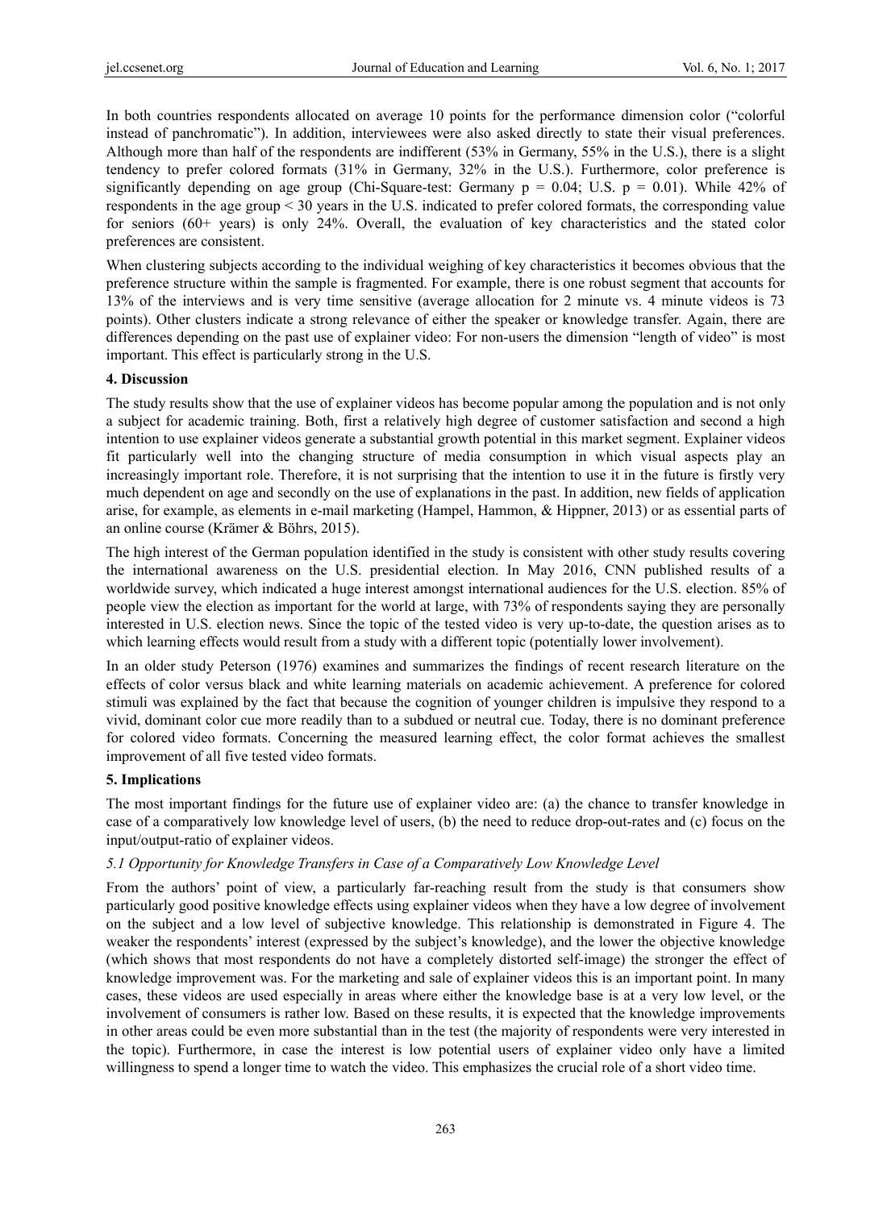In both countries respondents allocated on average 10 points for the performance dimension color ("colorful instead of panchromatic"). In addition, interviewees were also asked directly to state their visual preferences. Although more than half of the respondents are indifferent (53% in Germany, 55% in the U.S.), there is a slight tendency to prefer colored formats (31% in Germany, 32% in the U.S.). Furthermore, color preference is significantly depending on age group (Chi-Square-test: Germany $p = 0.04$; U.S. $p = 0.01$). While 42% of respondents in the age group < 30 years in the U.S. indicated to prefer colored formats, the corresponding value for seniors (60+ years) is only 24%. Overall, the evaluation of key characteristics and the stated color preferences are consistent.

When clustering subjects according to the individual weighing of key characteristics it becomes obvious that the preference structure within the sample is fragmented. For example, there is one robust segment that accounts for 13% of the interviews and is very time sensitive (average allocation for 2 minute vs. 4 minute videos is 73 points). Other clusters indicate a strong relevance of either the speaker or knowledge transfer. Again, there are differences depending on the past use of explainer video: For non-users the dimension "length of video" is most important. This effect is particularly strong in the U.S.

## 4. Discussion

The study results show that the use of explainer videos has become popular among the population and is not only a subject for academic training. Both, first a relatively high degree of customer satisfaction and second a high intention to use explainer videos generate a substantial growth potential in this market segment. Explainer videos fit particularly well into the changing structure of media consumption in which visual aspects play an increasingly important role. Therefore, it is not surprising that the intention to use it in the future is firstly very much dependent on age and secondly on the use of explanations in the past. In addition, new fields of application arise, for example, as elements in e-mail marketing (Hampel, Hammon, & Hippner, 2013) or as essential parts of an online course (Krämer & Böhrs, 2015).

The high interest of the German population identified in the study is consistent with other study results covering the international awareness on the U.S. presidential election. In May 2016, CNN published results of a worldwide survey, which indicated a huge interest amongst international audiences for the U.S. election. 85% of people view the election as important for the world at large, with 73% of respondents saying they are personally interested in U.S. election news. Since the topic of the tested video is very up-to-date, the question arises as to which learning effects would result from a study with a different topic (potentially lower involvement).

In an older study Peterson (1976) examines and summarizes the findings of recent research literature on the effects of color versus black and white learning materials on academic achievement. A preference for colored stimuli was explained by the fact that because the cognition of younger children is impulsive they respond to a vivid, dominant color cue more readily than to a subdued or neutral cue. Today, there is no dominant preference for colored video formats. Concerning the measured learning effect, the color format achieves the smallest improvement of all five tested video formats.

## 5. Implications

The most important findings for the future use of explainer video are: (a) the chance to transfer knowledge in case of a comparatively low knowledge level of users, (b) the need to reduce drop-out-rates and (c) focus on the input/output-ratio of explainer videos.

### *5.1 Opportunity for Knowledge Transfers in Case of a Comparatively Low Knowledge Level*

From the authors' point of view, a particularly far-reaching result from the study is that consumers show particularly good positive knowledge effects using explainer videos when they have a low degree of involvement on the subject and a low level of subjective knowledge. This relationship is demonstrated in Figure 4. The weaker the respondents' interest (expressed by the subject's knowledge), and the lower the objective knowledge (which shows that most respondents do not have a completely distorted self-image) the stronger the effect of knowledge improvement was. For the marketing and sale of explainer videos this is an important point. In many cases, these videos are used especially in areas where either the knowledge base is at a very low level, or the involvement of consumers is rather low. Based on these results, it is expected that the knowledge improvements in other areas could be even more substantial than in the test (the majority of respondents were very interested in the topic). Furthermore, in case the interest is low potential users of explainer video only have a limited willingness to spend a longer time to watch the video. This emphasizes the crucial role of a short video time.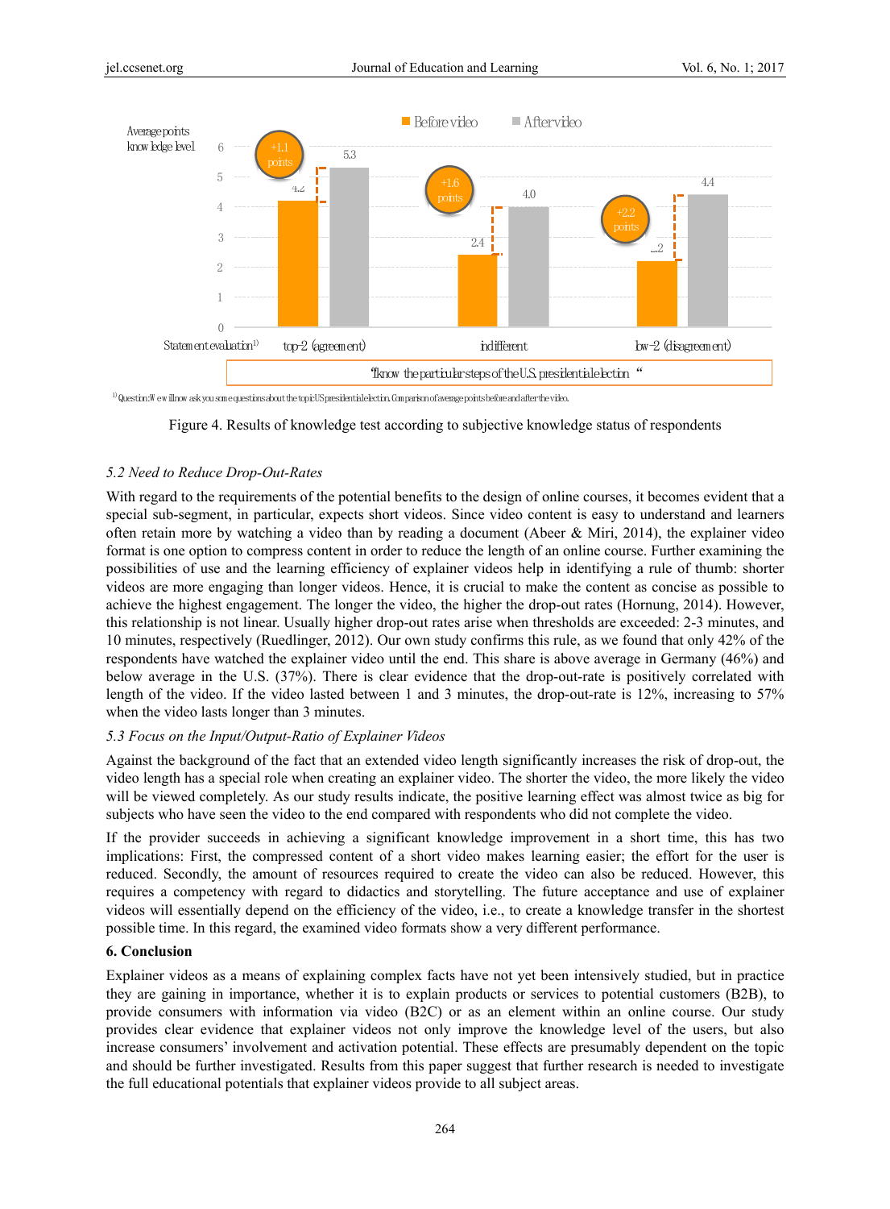Figure 4. Results of knowledge test according to subjective knowledge status of respondents

*5.2 Need to Reduce Drop-Out-Rates*

With regard to the requirements of the potential benefits to the design of online courses, it becomes evident that a special sub-segment, in particular, expects short videos. Since video content is easy to understand and learners often retain more by watching a video than by reading a document (Abeer & Miri, 2014), the explainer video format is one option to compress content in order to reduce the length of an online course. Further examining the possibilities of use and the learning efficiency of explainer videos help in identifying a rule of thumb: shorter videos are more engaging than longer videos. Hence, it is crucial to make the content as concise as possible to achieve the highest engagement. The longer the video, the higher the drop-out rates (Hornung, 2014). However, this relationship is not linear. Usually higher drop-out rates arise when thresholds are exceeded: 2-3 minutes, and 10 minutes, respectively (Ruedlinger, 2012). Our own study confirms this rule, as we found that only 42% of the respondents have watched the explainer video until the end. This share is above average in Germany (46%) and below average in the U.S. (37%). There is clear evidence that the drop-out-rate is positively correlated with length of the video. If the video lasted between 1 and 3 minutes, the drop-out-rate is 12%, increasing to 57% when the video lasts longer than 3 minutes.

*5.3 Focus on the Input/Output-Ratio of Explainer Videos*

Against the background of the fact that an extended video length significantly increases the risk of drop-out, the video length has a special role when creating an explainer video. The shorter the video, the more likely the video will be viewed completely. As our study results indicate, the positive learning effect was almost twice as big for subjects who have seen the video to the end compared with respondents who did not complete the video.

If the provider succeeds in achieving a significant knowledge improvement in a short time, this has two implications: First, the compressed content of a short video makes learning easier; the effort for the user is reduced. Secondly, the amount of resources required to create the video can also be reduced. However, this requires a competency with regard to didactics and storytelling. The future acceptance and use of explainer videos will essentially depend on the efficiency of the video, i.e., to create a knowledge transfer in the shortest possible time. In this regard, the examined video formats show a very different performance.

## 6. Conclusion

Explainer videos as a means of explaining complex facts have not yet been intensively studied, but in practice they are gaining in importance, whether it is to explain products or services to potential customers (B2B), to provide consumers with information via video (B2C) or as an element within an online course. Our study provides clear evidence that explainer videos not only improve the knowledge level of the users, but also increase consumers' involvement and activation potential. These effects are presumably dependent on the topic and should be further investigated. Results from this paper suggest that further research is needed to investigate the full educational potentials that explainer videos provide to all subject areas.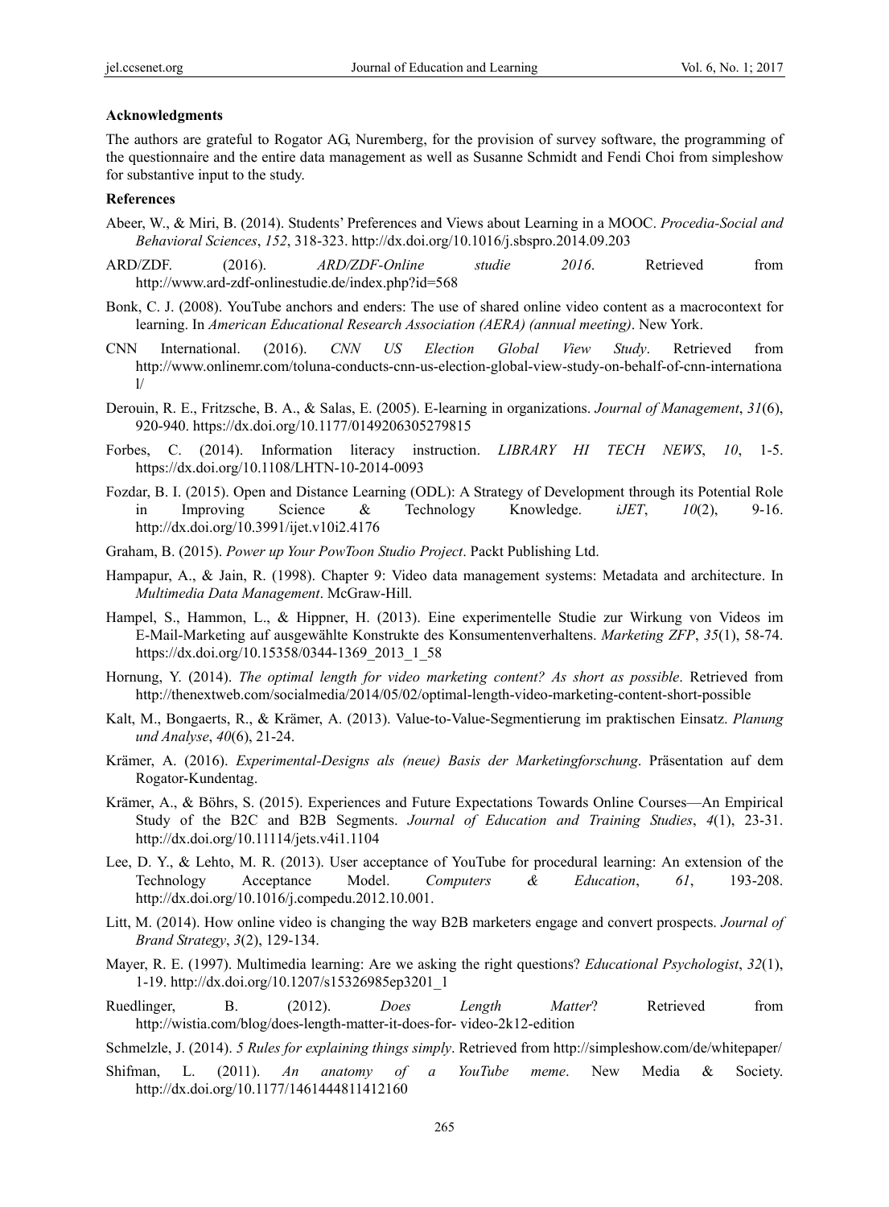**Acknowledgments**

The authors are grateful to Rogator AG, Nuremberg, for the provision of survey software, the programming of the questionnaire and the entire data management as well as Susanne Schmidt and Fendi Choi from simpleshow for substantive input to the study.

**References**

Abeer, W., & Miri, B. (2014). Students' Preferences and Views about Learning in a MOOC. *Procedia-Social and Behavioral Sciences*, *152*, 318-323. http://dx.doi.org/10.1016/j.sbspro.2014.09.203

ARD/ZDF. (2016). *ARD/ZDF-Online studie 2016*. Retrieved from http://www.ard-zdf-onlinestudie.de/index.php?id=568

Bonk, C. J. (2008). YouTube anchors and enders: The use of shared online video content as a macrocontext for learning. In *American Educational Research Association (AERA) (annual meeting)*. New York.

CNN International. (2016). *CNN US Election Global View Study*. Retrieved from http://www.onlinemr.com/toluna-conducts-cnn-us-election-global-view-study-on-behalf-of-cnn-international/

Derouin, R. E., Fritzsche, B. A., & Salas, E. (2005). E-learning in organizations. *Journal of Management*, *31*(6), 920-940. https://dx.doi.org/10.1177/0149206305279815

Forbes, C. (2014). Information literacy instruction. *LIBRARY HI TECH NEWS*, *10*, 1-5. https://dx.doi.org/10.1108/LHTN-10-2014-0093

Fozdar, B. I. (2015). Open and Distance Learning (ODL): A Strategy of Development through its Potential Role in Improving Science & Technology Knowledge. *iJET*, *10*(2), 9-16. http://dx.doi.org/10.3991/ijet.v10i2.4176

Graham, B. (2015). *Power up Your PowToon Studio Project*. Packt Publishing Ltd.

Hampapur, A., & Jain, R. (1998). Chapter 9: Video data management systems: Metadata and architecture. In *Multimedia Data Management*. McGraw-Hill.

Hampel, S., Hammon, L., & Hippner, H. (2013). Eine experimentelle Studie zur Wirkung von Videos im E-Mail-Marketing auf ausgewählte Konstrukte des Konsumentenverhaltens. *Marketing ZFP*, *35*(1), 58-74. https://dx.doi.org/10.15358/0344-1369_2013_1_58

Hornung, Y. (2014). *The optimal length for video marketing content? As short as possible*. Retrieved from http://thenextweb.com/socialmedia/2014/05/02/optimal-length-video-marketing-content-short-possible

Kalt, M., Bongaerts, R., & Krämer, A. (2013). Value-to-Value-Segmentierung im praktischen Einsatz. *Planung und Analyse*, *40*(6), 21-24.

Krämer, A. (2016). *Experimental-Designs als (neue) Basis der Marketingforschung*. Präsentation auf dem Rogator-Kundentag.

Krämer, A., & Böhrs, S. (2015). Experiences and Future Expectations Towards Online Courses—An Empirical Study of the B2C and B2B Segments. *Journal of Education and Training Studies*, *4*(1), 23-31. http://dx.doi.org/10.11114/jets.v4i1.1104

Lee, D. Y., & Lehto, M. R. (2013). User acceptance of YouTube for procedural learning: An extension of the Technology Acceptance Model. *Computers & Education*, *61*, 193-208. http://dx.doi.org/10.1016/j.compedu.2012.10.001.

Litt, M. (2014). How online video is changing the way B2B marketers engage and convert prospects. *Journal of Brand Strategy*, *3*(2), 129-134.

Mayer, R. E. (1997). Multimedia learning: Are we asking the right questions? *Educational Psychologist*, *32*(1), 1-19. http://dx.doi.org/10.1207/s15326985ep3201_1

Ruedlinger, B. (2012). *Does Length Matter*? Retrieved from http://wistia.com/blog/does-length-matter-it-does-for- video-2k12-edition

Schmelzle, J. (2014). *5 Rules for explaining things simply*. Retrieved from http://simpleshow.com/de/whitepaper/

Shifman, L. (2011). *An anatomy of a YouTube meme*. New Media & Society. http://dx.doi.org/10.1177/1461444811412160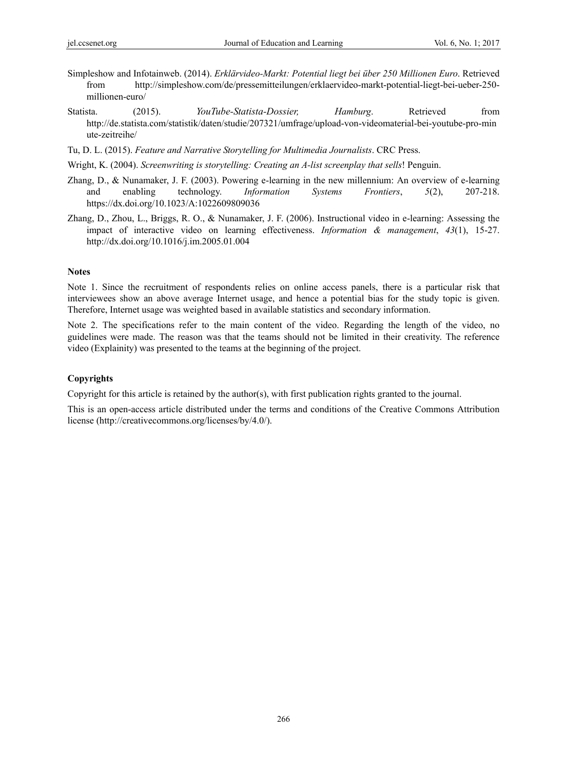Simpleshow and Infotainweb. (2014). *Erklärvideo-Markt: Potential liegt bei über 250 Millionen Euro*. Retrieved from http://simpleshow.com/de/pressemitteilungen/erklaervideo-markt-potential-liegt-bei-ueber-250-millionen-euro/

Statista. (2015). *YouTube-Statista-Dossier, Hamburg*. Retrieved from http://de.statista.com/statistik/daten/studie/207321/umfrage/upload-von-videomaterial-bei-youtube-pro-minute-zeitreihe/

Tu, D. L. (2015). *Feature and Narrative Storytelling for Multimedia Journalists*. CRC Press.

Wright, K. (2004). *Screenwriting is storytelling: Creating an A-list screenplay that sells*! Penguin.

Zhang, D., & Nunamaker, J. F. (2003). Powering e-learning in the new millennium: An overview of e-learning and enabling technology. *Information Systems Frontiers*, *5*(2), 207-218. https://dx.doi.org/10.1023/A:1022609809036

Zhang, D., Zhou, L., Briggs, R. O., & Nunamaker, J. F. (2006). Instructional video in e-learning: Assessing the impact of interactive video on learning effectiveness. *Information & management*, *43*(1), 15-27. http://dx.doi.org/10.1016/j.im.2005.01.004

## Notes

Note 1. Since the recruitment of respondents relies on online access panels, there is a particular risk that interviewees show an above average Internet usage, and hence a potential bias for the study topic is given. Therefore, Internet usage was weighted based in available statistics and secondary information.

Note 2. The specifications refer to the main content of the video. Regarding the length of the video, no guidelines were made. The reason was that the teams should not be limited in their creativity. The reference video (Explainity) was presented to the teams at the beginning of the project.

## Copyrights

Copyright for this article is retained by the author(s), with first publication rights granted to the journal.

This is an open-access article distributed under the terms and conditions of the Creative Commons Attribution license (http://creativecommons.org/licenses/by/4.0/).